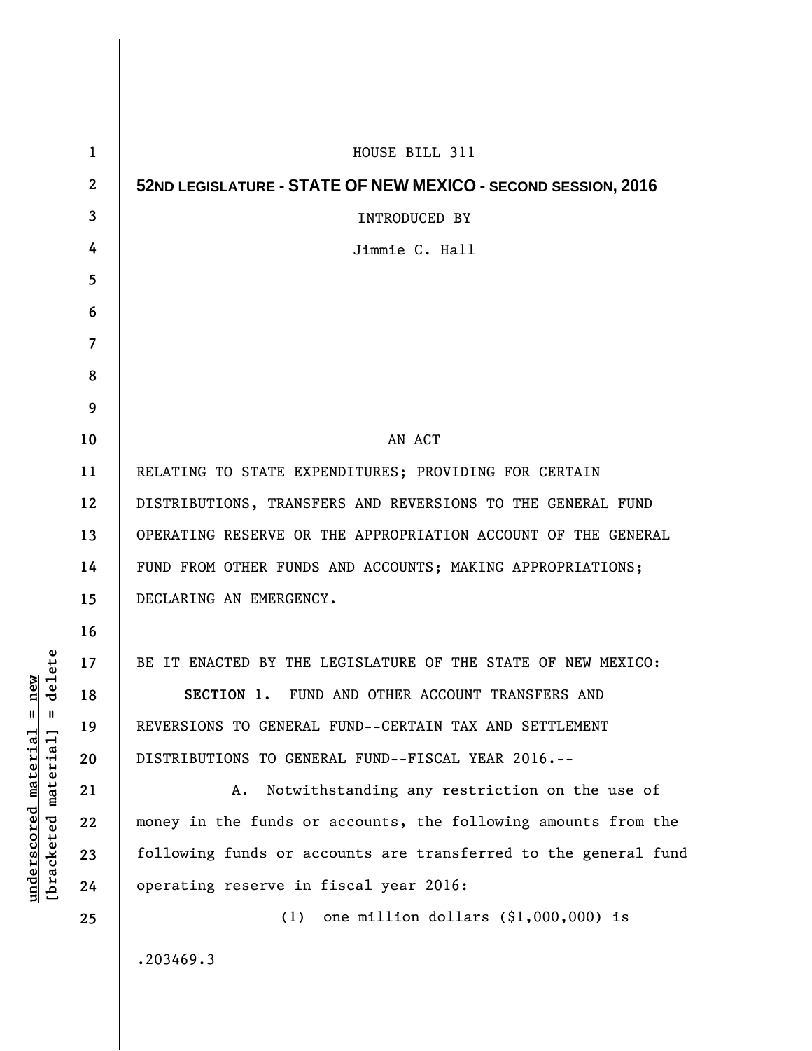HOUSE BILL 311

**52ND LEGISLATURE - STATE OF NEW MEXICO - SECOND SESSION, 2016**

INTRODUCED BY

Jimmie C. Hall

AN ACT

RELATING TO STATE EXPENDITURES; PROVIDING FOR CERTAIN DISTRIBUTIONS, TRANSFERS AND REVERSIONS TO THE GENERAL FUND OPERATING RESERVE OR THE APPROPRIATION ACCOUNT OF THE GENERAL FUND FROM OTHER FUNDS AND ACCOUNTS; MAKING APPROPRIATIONS; DECLARING AN EMERGENCY.

BE IT ENACTED BY THE LEGISLATURE OF THE STATE OF NEW MEXICO:

**SECTION 1.** FUND AND OTHER ACCOUNT TRANSFERS AND REVERSIONS TO GENERAL FUND--CERTAIN TAX AND SETTLEMENT DISTRIBUTIONS TO GENERAL FUND--FISCAL YEAR 2016.--

A. Notwithstanding any restriction on the use of money in the funds or accounts, the following amounts from the following funds or accounts are transferred to the general fund operating reserve in fiscal year 2016:

(1) one million dollars ($1,000,000) is

.203469.3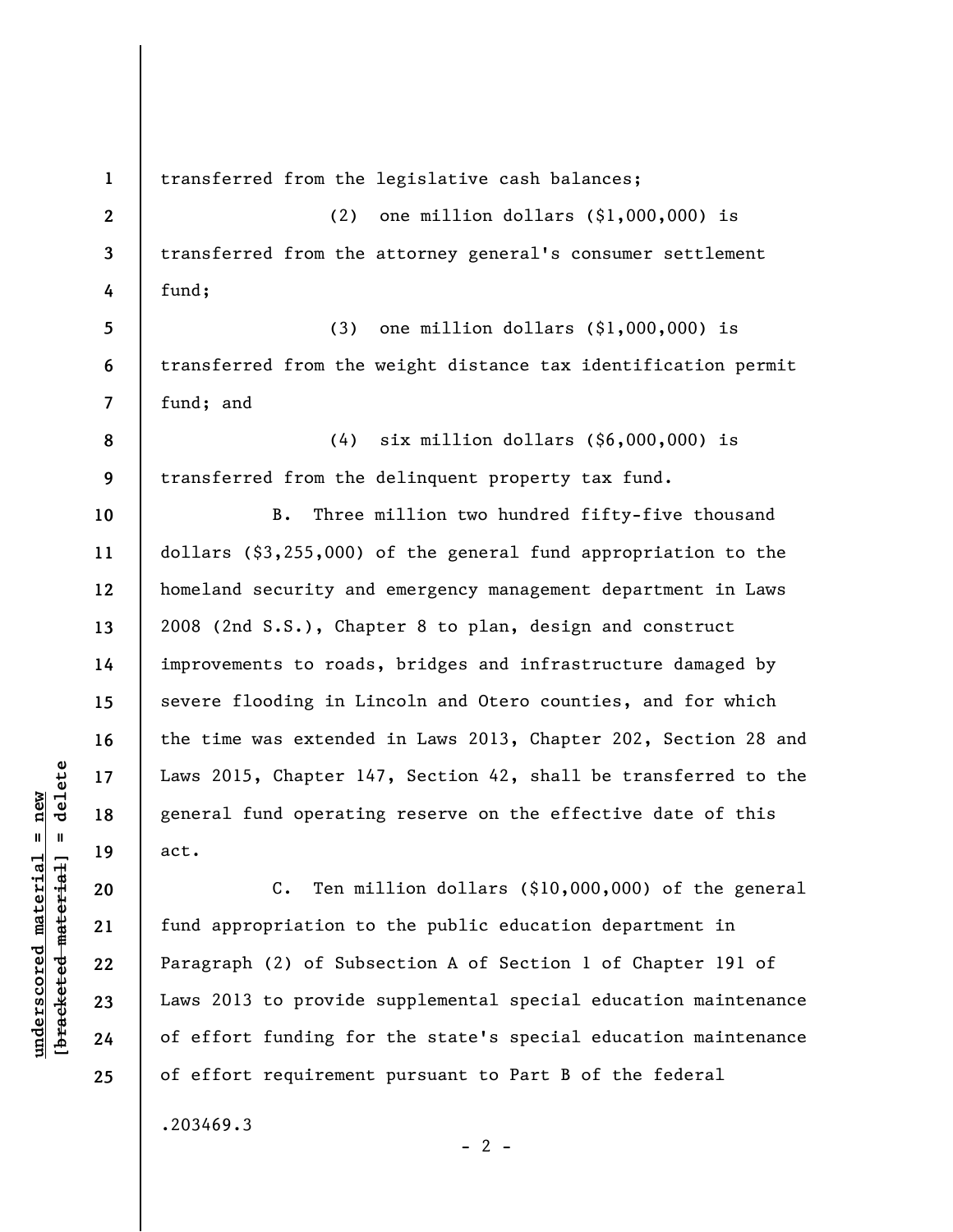transferred from the legislative cash balances;

(2) one million dollars ($1,000,000) is transferred from the attorney general's consumer settlement fund;

(3) one million dollars ($1,000,000) is transferred from the weight distance tax identification permit fund; and

(4) six million dollars ($6,000,000) is transferred from the delinquent property tax fund.

B. Three million two hundred fifty-five thousand dollars ($3,255,000) of the general fund appropriation to the homeland security and emergency management department in Laws 2008 (2nd S.S.), Chapter 8 to plan, design and construct improvements to roads, bridges and infrastructure damaged by severe flooding in Lincoln and Otero counties, and for which the time was extended in Laws 2013, Chapter 202, Section 28 and Laws 2015, Chapter 147, Section 42, shall be transferred to the general fund operating reserve on the effective date of this act.

C. Ten million dollars ($10,000,000) of the general fund appropriation to the public education department in Paragraph (2) of Subsection A of Section 1 of Chapter 191 of Laws 2013 to provide supplemental special education maintenance of effort funding for the state's special education maintenance of effort requirement pursuant to Part B of the federal

.203469.3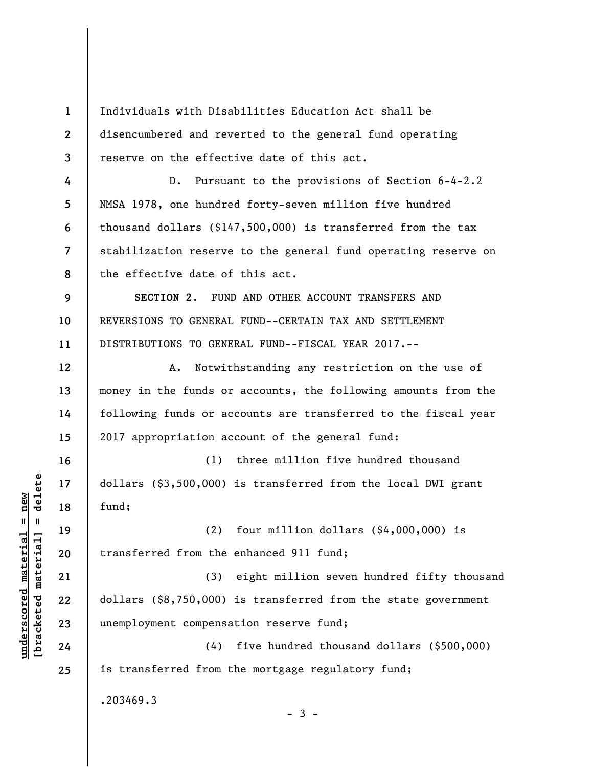Individuals with Disabilities Education Act shall be disencumbered and reverted to the general fund operating reserve on the effective date of this act.

D. Pursuant to the provisions of Section 6-4-2.2 NMSA 1978, one hundred forty-seven million five hundred thousand dollars ($147,500,000) is transferred from the tax stabilization reserve to the general fund operating reserve on the effective date of this act.

**SECTION 2.** FUND AND OTHER ACCOUNT TRANSFERS AND REVERSIONS TO GENERAL FUND--CERTAIN TAX AND SETTLEMENT DISTRIBUTIONS TO GENERAL FUND--FISCAL YEAR 2017.--

A. Notwithstanding any restriction on the use of money in the funds or accounts, the following amounts from the following funds or accounts are transferred to the fiscal year 2017 appropriation account of the general fund:

(1) three million five hundred thousand dollars ($3,500,000) is transferred from the local DWI grant fund;

(2) four million dollars ($4,000,000) is transferred from the enhanced 911 fund;

(3) eight million seven hundred fifty thousand dollars ($8,750,000) is transferred from the state government unemployment compensation reserve fund;

(4) five hundred thousand dollars ($500,000) is transferred from the mortgage regulatory fund;

.203469.3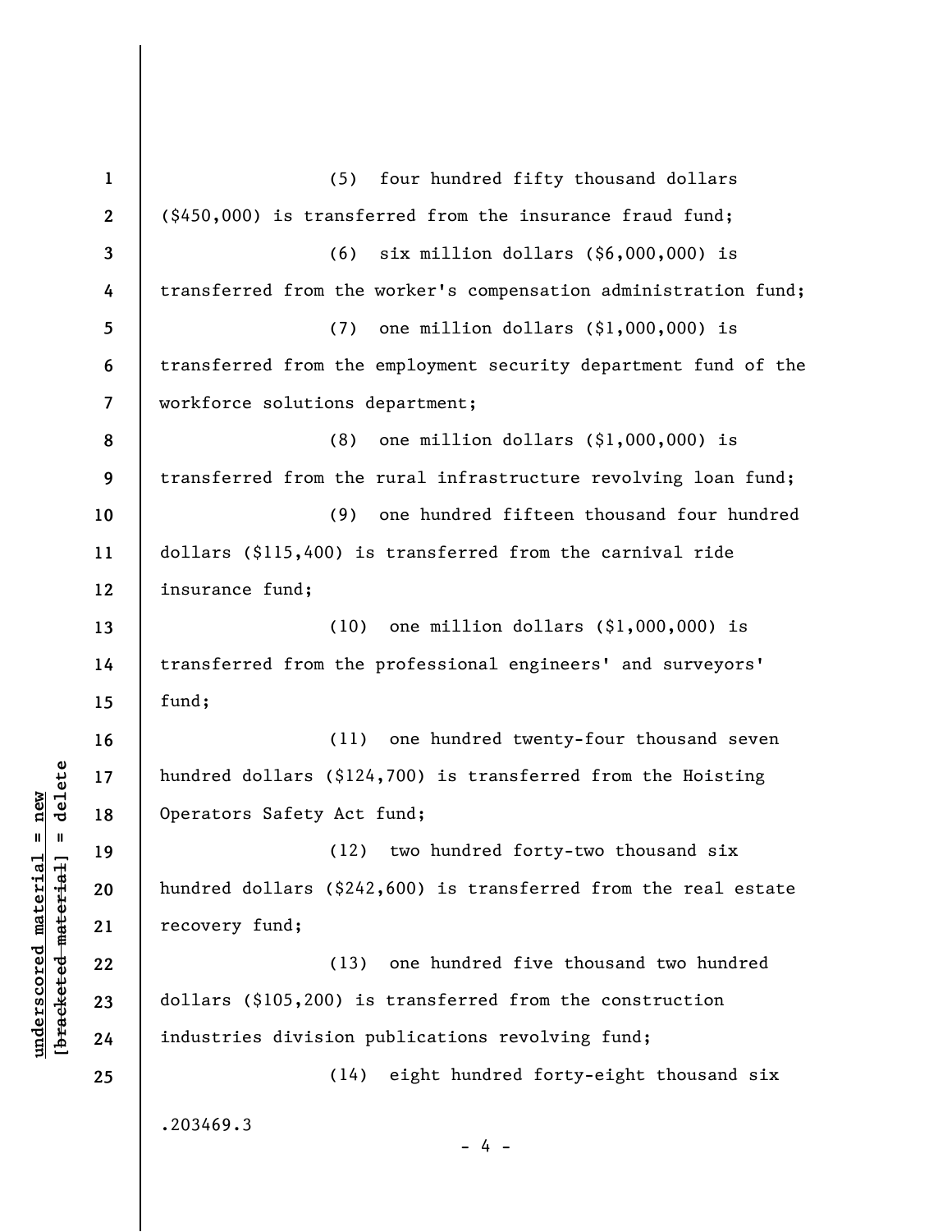(5) four hundred fifty thousand dollars ($450,000) is transferred from the insurance fraud fund;

(6) six million dollars ($6,000,000) is transferred from the worker's compensation administration fund;

(7) one million dollars ($1,000,000) is transferred from the employment security department fund of the workforce solutions department;

(8) one million dollars ($1,000,000) is transferred from the rural infrastructure revolving loan fund;

(9) one hundred fifteen thousand four hundred dollars ($115,400) is transferred from the carnival ride insurance fund;

(10) one million dollars ($1,000,000) is transferred from the professional engineers' and surveyors' fund;

(11) one hundred twenty-four thousand seven hundred dollars ($124,700) is transferred from the Hoisting Operators Safety Act fund;

(12) two hundred forty-two thousand six hundred dollars ($242,600) is transferred from the real estate recovery fund;

(13) one hundred five thousand two hundred dollars ($105,200) is transferred from the construction industries division publications revolving fund;

(14) eight hundred forty-eight thousand six

.203469.3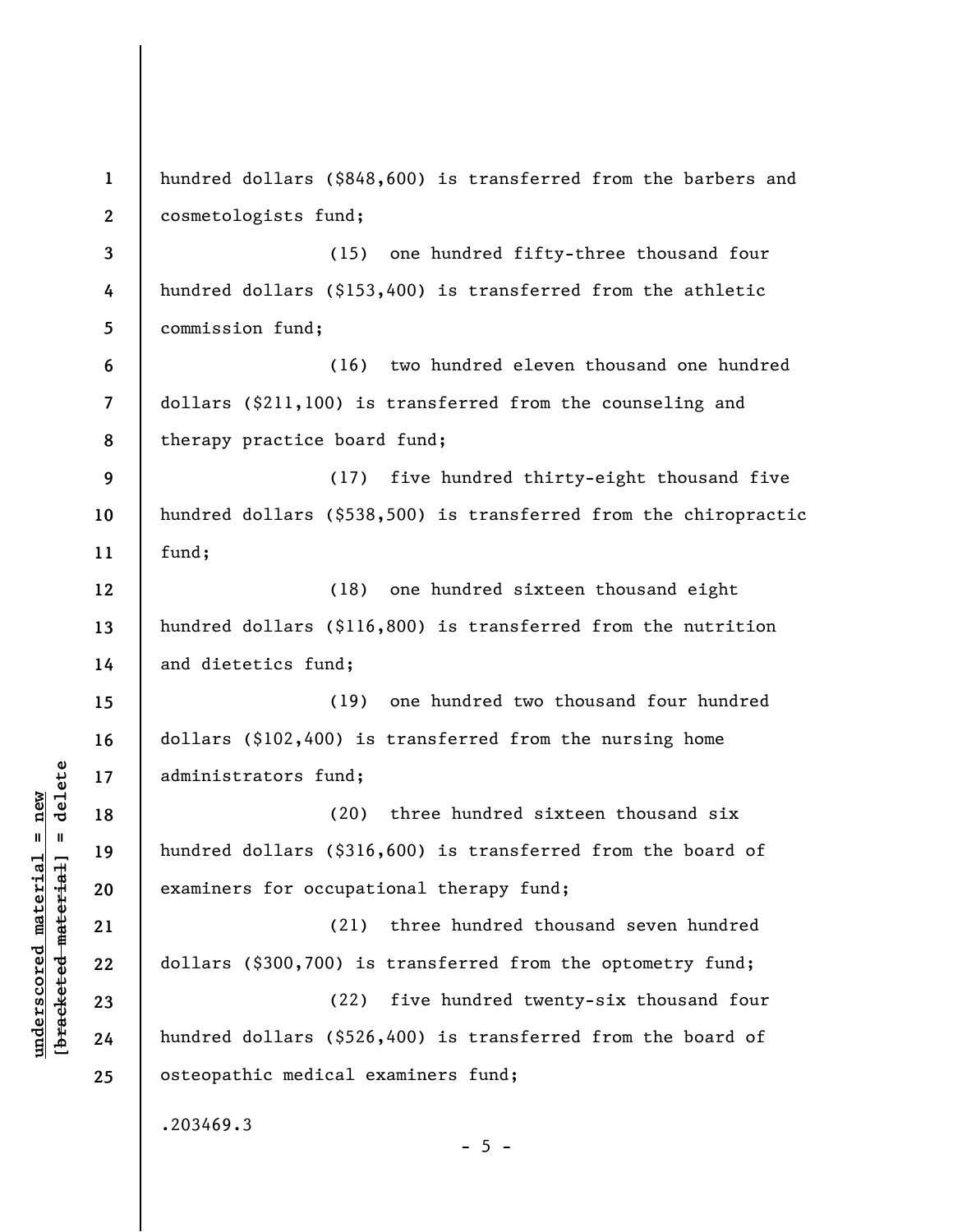hundred dollars ($848,600) is transferred from the barbers and cosmetologists fund;

(15) one hundred fifty-three thousand four hundred dollars ($153,400) is transferred from the athletic commission fund;

(16) two hundred eleven thousand one hundred dollars ($211,100) is transferred from the counseling and therapy practice board fund;

(17) five hundred thirty-eight thousand five hundred dollars ($538,500) is transferred from the chiropractic fund;

(18) one hundred sixteen thousand eight hundred dollars ($116,800) is transferred from the nutrition and dietetics fund;

(19) one hundred two thousand four hundred dollars ($102,400) is transferred from the nursing home administrators fund;

(20) three hundred sixteen thousand six hundred dollars ($316,600) is transferred from the board of examiners for occupational therapy fund;

(21) three hundred thousand seven hundred dollars ($300,700) is transferred from the optometry fund;

(22) five hundred twenty-six thousand four hundred dollars ($526,400) is transferred from the board of osteopathic medical examiners fund;

.203469.3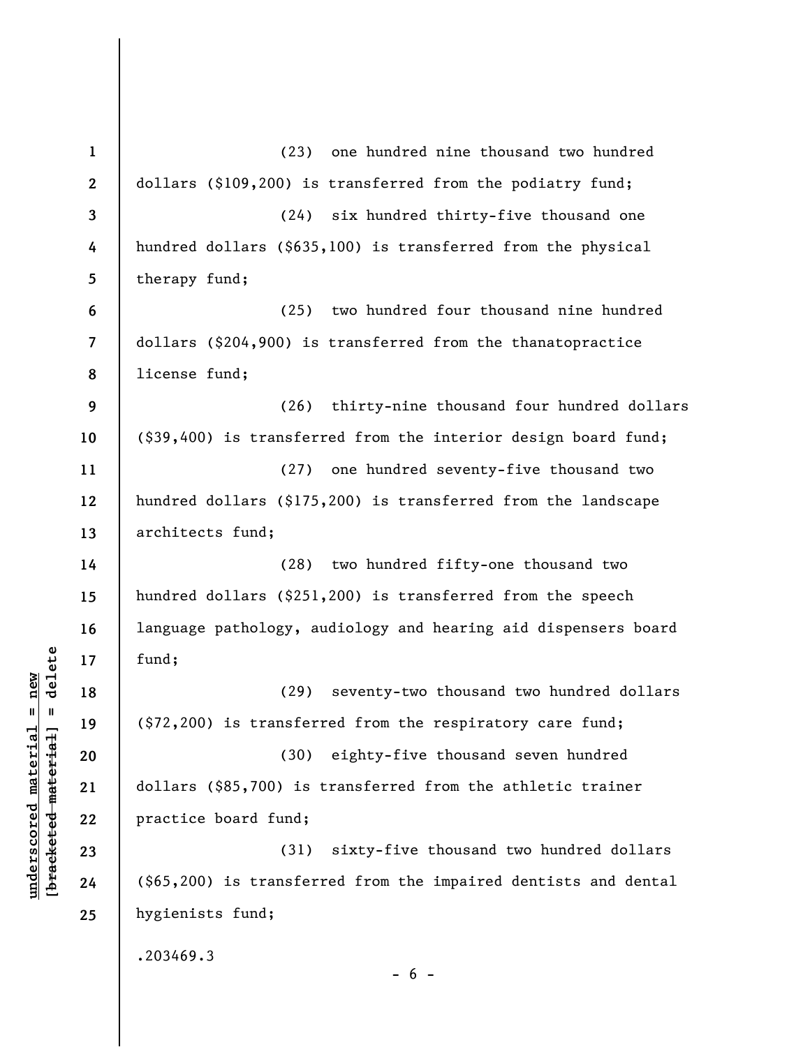(23) one hundred nine thousand two hundred dollars ($109,200) is transferred from the podiatry fund;

(24) six hundred thirty-five thousand one hundred dollars ($635,100) is transferred from the physical therapy fund;

(25) two hundred four thousand nine hundred dollars ($204,900) is transferred from the thanatopractice license fund;

(26) thirty-nine thousand four hundred dollars ($39,400) is transferred from the interior design board fund;

(27) one hundred seventy-five thousand two hundred dollars ($175,200) is transferred from the landscape architects fund;

(28) two hundred fifty-one thousand two hundred dollars ($251,200) is transferred from the speech language pathology, audiology and hearing aid dispensers board fund;

(29) seventy-two thousand two hundred dollars ($72,200) is transferred from the respiratory care fund;

(30) eighty-five thousand seven hundred dollars ($85,700) is transferred from the athletic trainer practice board fund;

(31) sixty-five thousand two hundred dollars ($65,200) is transferred from the impaired dentists and dental hygienists fund;

.203469.3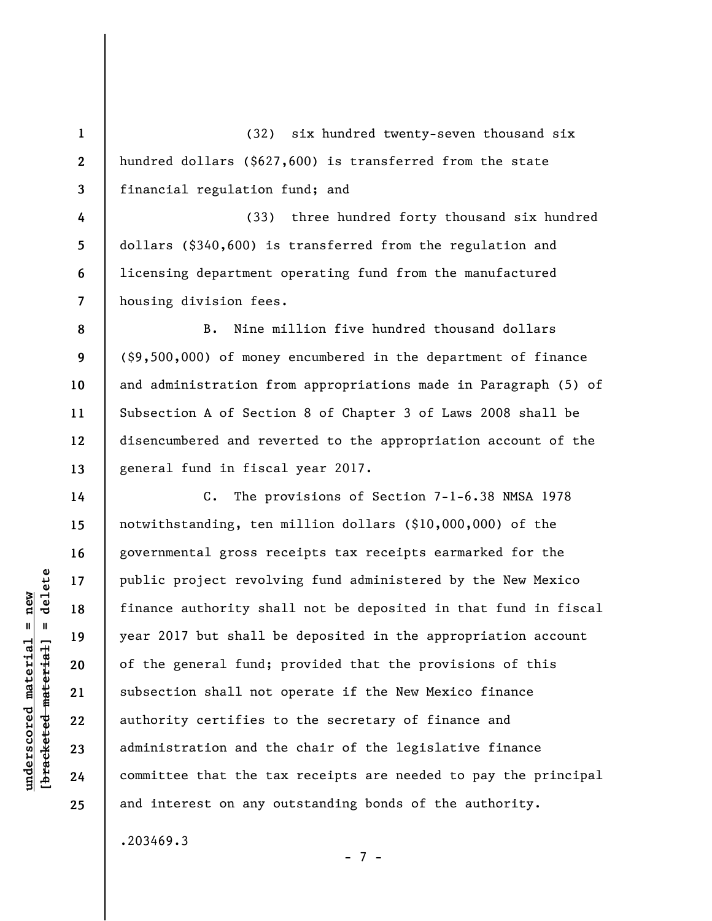(32) six hundred twenty-seven thousand six hundred dollars ($627,600) is transferred from the state financial regulation fund; and

(33) three hundred forty thousand six hundred dollars ($340,600) is transferred from the regulation and licensing department operating fund from the manufactured housing division fees.

B. Nine million five hundred thousand dollars ($9,500,000) of money encumbered in the department of finance and administration from appropriations made in Paragraph (5) of Subsection A of Section 8 of Chapter 3 of Laws 2008 shall be disencumbered and reverted to the appropriation account of the general fund in fiscal year 2017.

C. The provisions of Section 7-1-6.38 NMSA 1978 notwithstanding, ten million dollars ($10,000,000) of the governmental gross receipts tax receipts earmarked for the public project revolving fund administered by the New Mexico finance authority shall not be deposited in that fund in fiscal year 2017 but shall be deposited in the appropriation account of the general fund; provided that the provisions of this subsection shall not operate if the New Mexico finance authority certifies to the secretary of finance and administration and the chair of the legislative finance committee that the tax receipts are needed to pay the principal and interest on any outstanding bonds of the authority.

.203469.3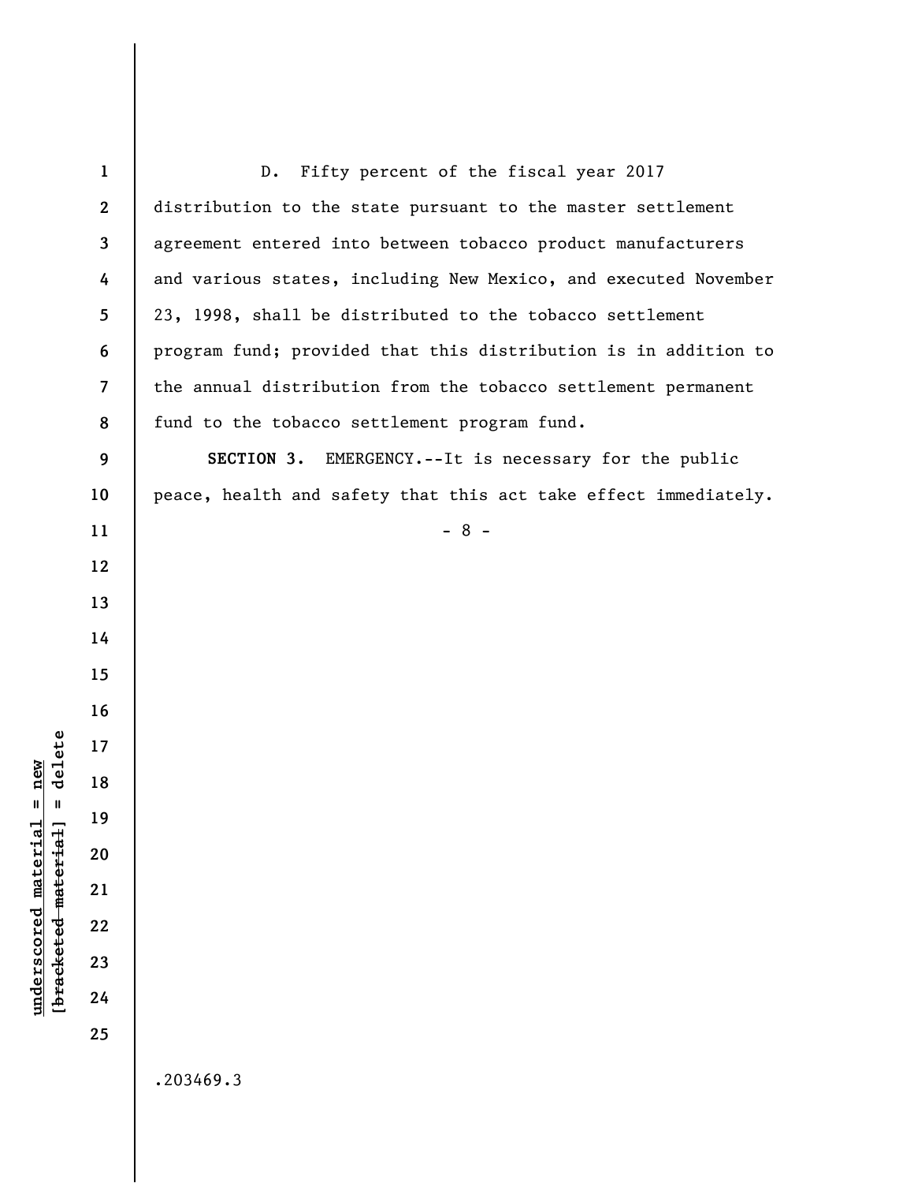D. Fifty percent of the fiscal year 2017 distribution to the state pursuant to the master settlement agreement entered into between tobacco product manufacturers and various states, including New Mexico, and executed November 23, 1998, shall be distributed to the tobacco settlement program fund; provided that this distribution is in addition to the annual distribution from the tobacco settlement permanent fund to the tobacco settlement program fund.

**SECTION 3.** EMERGENCY.--It is necessary for the public peace, health and safety that this act take effect immediately.

.203469.3